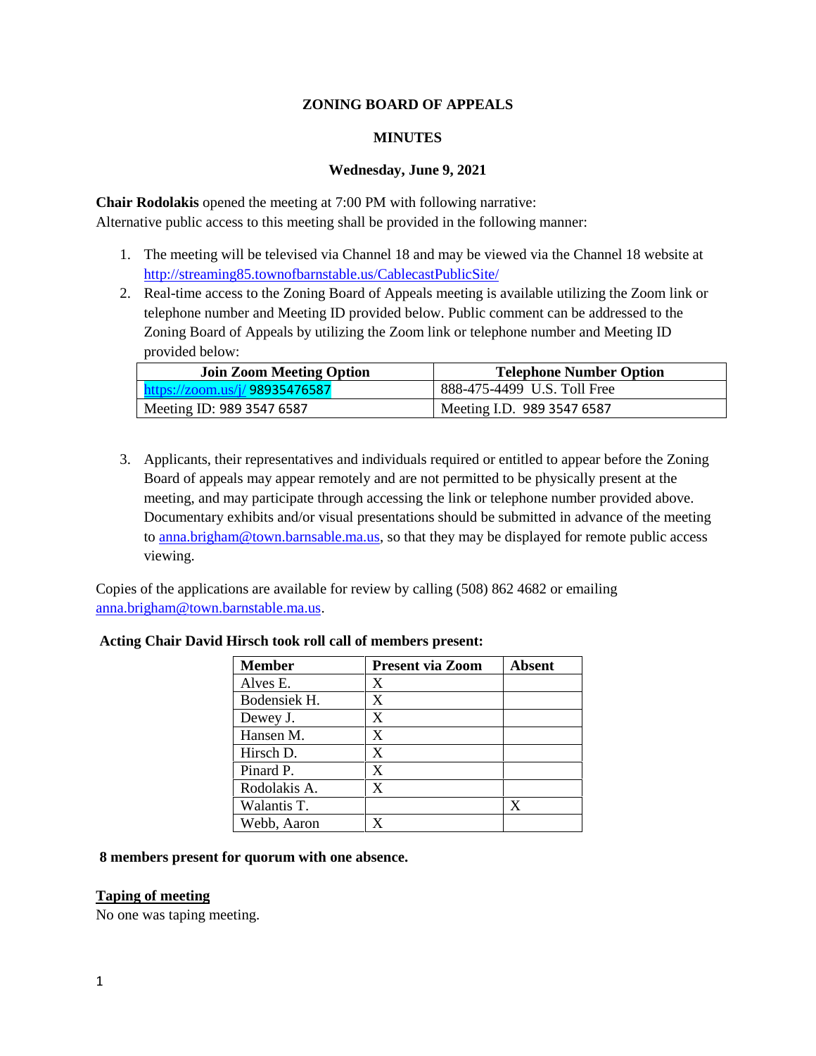**ZONING BOARD OF APPEALS**

**MINUTES**

**Wednesday, June 9, 2021**

**Chair Rodolakis** opened the meeting at 7:00 PM with following narrative:
Alternative public access to this meeting shall be provided in the following manner:

1. The meeting will be televised via Channel 18 and may be viewed via the Channel 18 website at http://streaming85.townofbarnstable.us/CablecastPublicSite/
2. Real-time access to the Zoning Board of Appeals meeting is available utilizing the Zoom link or telephone number and Meeting ID provided below. Public comment can be addressed to the Zoning Board of Appeals by utilizing the Zoom link or telephone number and Meeting ID provided below:

| Join Zoom Meeting Option | Telephone Number Option |
|---|---|
| https://zoom.us/j/ 98935476587 | 888-475-4499 U.S. Toll Free |
| Meeting ID: 989 3547 6587 | Meeting I.D. 989 3547 6587 |

3. Applicants, their representatives and individuals required or entitled to appear before the Zoning Board of appeals may appear remotely and are not permitted to be physically present at the meeting, and may participate through accessing the link or telephone number provided above. Documentary exhibits and/or visual presentations should be submitted in advance of the meeting to anna.brigham@town.barnsable.ma.us, so that they may be displayed for remote public access viewing.

Copies of the applications are available for review by calling (508) 862 4682 or emailing anna.brigham@town.barnsable.ma.us.

**Acting Chair David Hirsch took roll call of members present:**

| Member | Present via Zoom | Absent |
|---|---|---|
| Alves E. | X | |
| Bodensiek H. | X | |
| Dewey J. | X | |
| Hansen M. | X | |
| Hirsch D. | X | |
| Pinard P. | X | |
| Rodolakis A. | X | |
| Walantis T. | | X |
| Webb, Aaron | X | |

**8 members present for quorum with one absence.**

**Taping of meeting**

No one was taping meeting.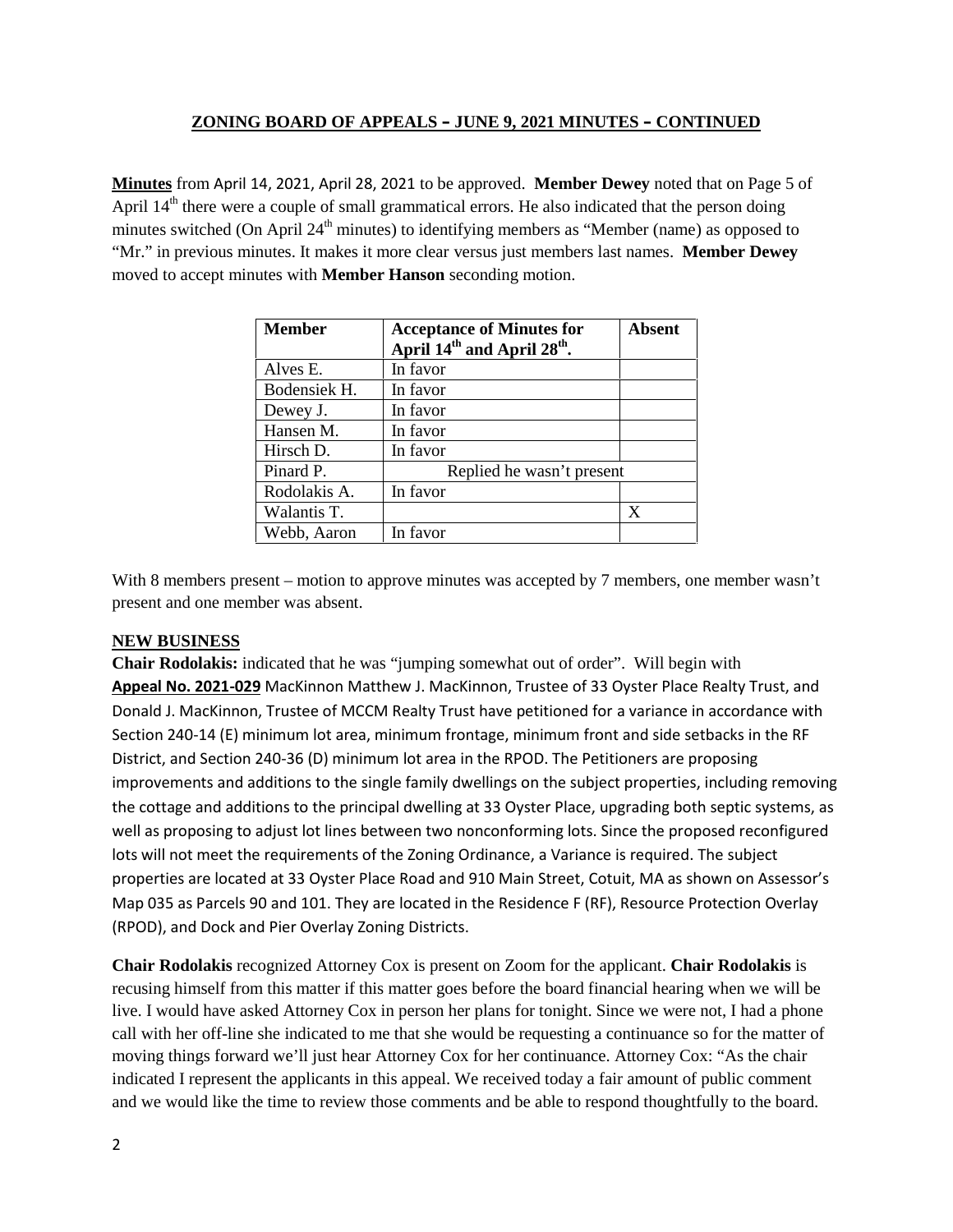## ZONING BOARD OF APPEALS – JUNE 9, 2021 MINUTES – CONTINUED

**Minutes** from April 14, 2021, April 28, 2021 to be approved. **Member Dewey** noted that on Page 5 of April 14th there were a couple of small grammatical errors. He also indicated that the person doing minutes switched (On April 24th minutes) to identifying members as "Member (name) as opposed to "Mr." in previous minutes. It makes it more clear versus just members last names. **Member Dewey** moved to accept minutes with **Member Hanson** seconding motion.

| Member | Acceptance of Minutes for April 14th and April 28th. | Absent |
|---|---|---|
| Alves E. | In favor | |
| Bodensiek H. | In favor | |
| Dewey J. | In favor | |
| Hansen M. | In favor | |
| Hirsch D. | In favor | |
| Pinard P. | Replied he wasn't present | |
| Rodolakis A. | In favor | |
| Walantis T. | | X |
| Webb, Aaron | In favor | |

With 8 members present – motion to approve minutes was accepted by 7 members, one member wasn't present and one member was absent.

**NEW BUSINESS**

**Chair Rodolakis:** indicated that he was "jumping somewhat out of order". Will begin with **Appeal No. 2021-029** MacKinnon Matthew J. MacKinnon, Trustee of 33 Oyster Place Realty Trust, and Donald J. MacKinnon, Trustee of MCCM Realty Trust have petitioned for a variance in accordance with Section 240-14 (E) minimum lot area, minimum frontage, minimum front and side setbacks in the RF District, and Section 240-36 (D) minimum lot area in the RPOD. The Petitioners are proposing improvements and additions to the single family dwellings on the subject properties, including removing the cottage and additions to the principal dwelling at 33 Oyster Place, upgrading both septic systems, as well as proposing to adjust lot lines between two nonconforming lots. Since the proposed reconfigured lots will not meet the requirements of the Zoning Ordinance, a Variance is required. The subject properties are located at 33 Oyster Place Road and 910 Main Street, Cotuit, MA as shown on Assessor's Map 035 as Parcels 90 and 101. They are located in the Residence F (RF), Resource Protection Overlay (RPOD), and Dock and Pier Overlay Zoning Districts.

**Chair Rodolakis** recognized Attorney Cox is present on Zoom for the applicant. **Chair Rodolakis** is recusing himself from this matter if this matter goes before the board financial hearing when we will be live. I would have asked Attorney Cox in person her plans for tonight. Since we were not, I had a phone call with her off-line she indicated to me that she would be requesting a continuance so for the matter of moving things forward we'll just hear Attorney Cox for her continuance. Attorney Cox: "As the chair indicated I represent the applicants in this appeal. We received today a fair amount of public comment and we would like the time to review those comments and be able to respond thoughtfully to the board.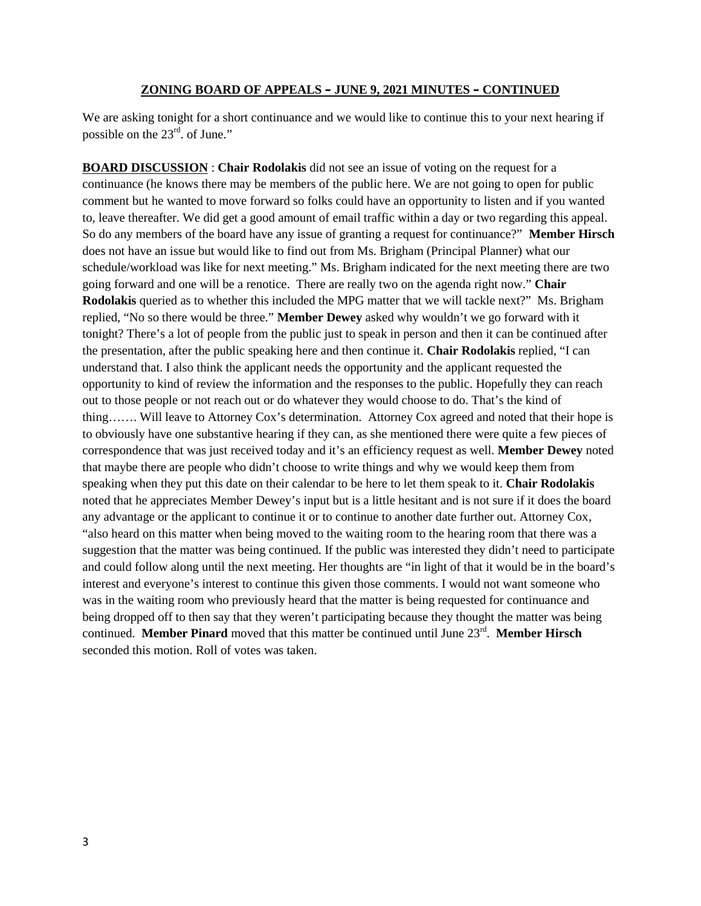**ZONING BOARD OF APPEALS – JUNE 9, 2021 MINUTES – CONTINUED**

We are asking tonight for a short continuance and we would like to continue this to your next hearing if possible on the 23rd. of June."

**BOARD DISCUSSION** : **Chair Rodolakis** did not see an issue of voting on the request for a continuance (he knows there may be members of the public here. We are not going to open for public comment but he wanted to move forward so folks could have an opportunity to listen and if you wanted to, leave thereafter. We did get a good amount of email traffic within a day or two regarding this appeal. So do any members of the board have any issue of granting a request for continuance?" **Member Hirsch** does not have an issue but would like to find out from Ms. Brigham (Principal Planner) what our schedule/workload was like for next meeting." Ms. Brigham indicated for the next meeting there are two going forward and one will be a renotice. There are really two on the agenda right now." **Chair Rodolakis** queried as to whether this included the MPG matter that we will tackle next?" Ms. Brigham replied, "No so there would be three." **Member Dewey** asked why wouldn't we go forward with it tonight? There's a lot of people from the public just to speak in person and then it can be continued after the presentation, after the public speaking here and then continue it. **Chair Rodolakis** replied, "I can understand that. I also think the applicant needs the opportunity and the applicant requested the opportunity to kind of review the information and the responses to the public. Hopefully they can reach out to those people or not reach out or do whatever they would choose to do. That's the kind of thing……. Will leave to Attorney Cox's determination. Attorney Cox agreed and noted that their hope is to obviously have one substantive hearing if they can, as she mentioned there were quite a few pieces of correspondence that was just received today and it's an efficiency request as well. **Member Dewey** noted that maybe there are people who didn't choose to write things and why we would keep them from speaking when they put this date on their calendar to be here to let them speak to it. **Chair Rodolakis** noted that he appreciates Member Dewey's input but is a little hesitant and is not sure if it does the board any advantage or the applicant to continue it or to continue to another date further out. Attorney Cox, "also heard on this matter when being moved to the waiting room to the hearing room that there was a suggestion that the matter was being continued. If the public was interested they didn't need to participate and could follow along until the next meeting. Her thoughts are "in light of that it would be in the board's interest and everyone's interest to continue this given those comments. I would not want someone who was in the waiting room who previously heard that the matter is being requested for continuance and being dropped off to then say that they weren't participating because they thought the matter was being continued. **Member Pinard** moved that this matter be continued until June 23rd. **Member Hirsch** seconded this motion. Roll of votes was taken.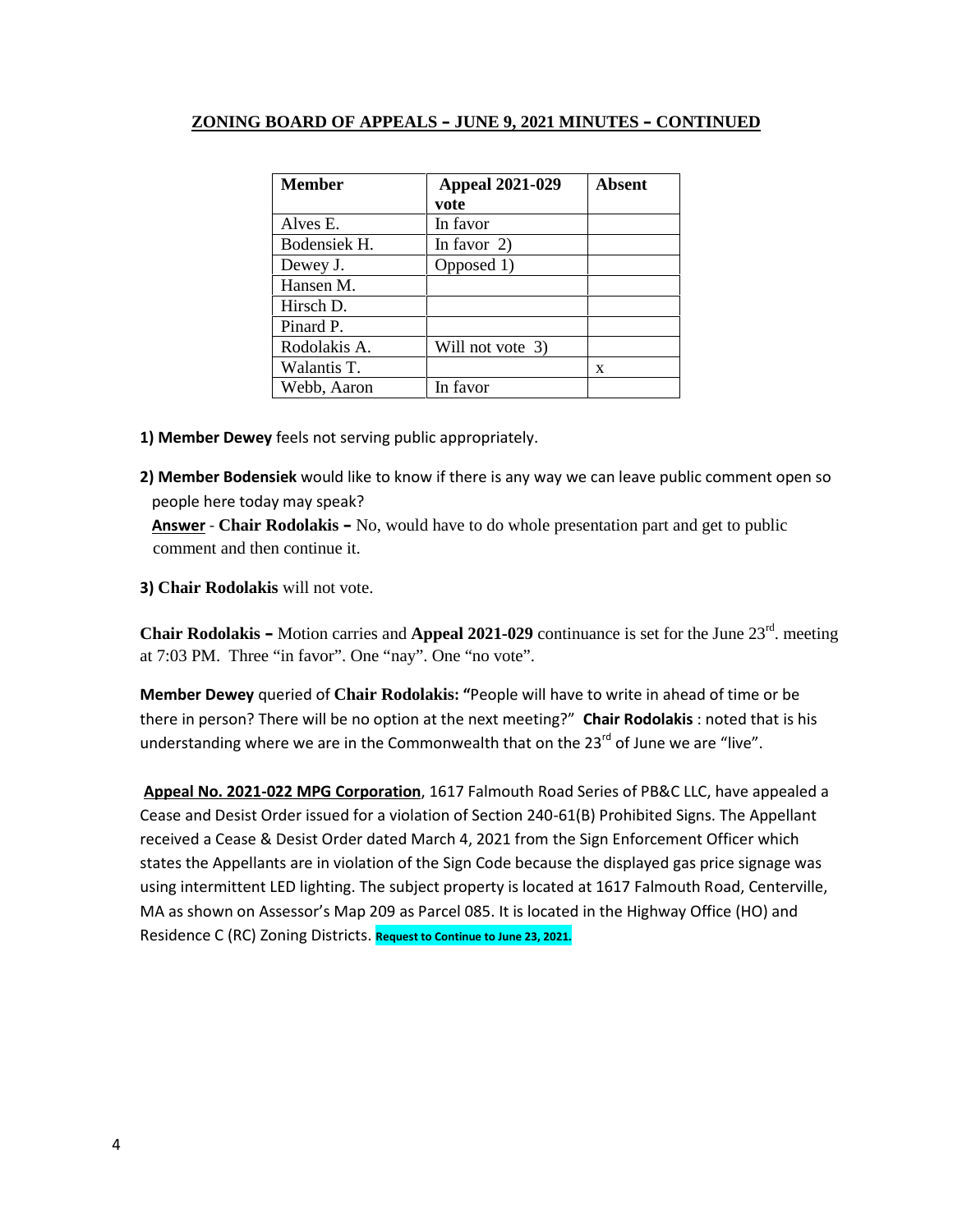## ZONING BOARD OF APPEALS – JUNE 9, 2021 MINUTES – CONTINUED

| Member | Appeal 2021-029 vote | Absent |
|---|---|---|
| Alves E. | In favor | |
| Bodensiek H. | In favor 2) | |
| Dewey J. | Opposed 1) | |
| Hansen M. | | |
| Hirsch D. | | |
| Pinard P. | | |
| Rodolakis A. | Will not vote 3) | |
| Walantis T. | | x |
| Webb, Aaron | In favor | |

**1) Member Dewey** feels not serving public appropriately.

**2) Member Bodensiek** would like to know if there is any way we can leave public comment open so people here today may speak?

**Answer** - **Chair Rodolakis –** No, would have to do whole presentation part and get to public comment and then continue it.

**3) Chair Rodolakis** will not vote.

**Chair Rodolakis –** Motion carries and **Appeal 2021-029** continuance is set for the June 23rd. meeting at 7:03 PM. Three "in favor". One "nay". One "no vote".

**Member Dewey** queried of **Chair Rodolakis: "**People will have to write in ahead of time or be there in person? There will be no option at the next meeting?" **Chair Rodolakis** : noted that is his understanding where we are in the Commonwealth that on the 23rd of June we are "live".

**Appeal No. 2021-022 MPG Corporation**, 1617 Falmouth Road Series of PB&C LLC, have appealed a Cease and Desist Order issued for a violation of Section 240-61(B) Prohibited Signs. The Appellant received a Cease & Desist Order dated March 4, 2021 from the Sign Enforcement Officer which states the Appellants are in violation of the Sign Code because the displayed gas price signage was using intermittent LED lighting. The subject property is located at 1617 Falmouth Road, Centerville, MA as shown on Assessor's Map 209 as Parcel 085. It is located in the Highway Office (HO) and Residence C (RC) Zoning Districts. **Request to Continue to June 23, 2021.**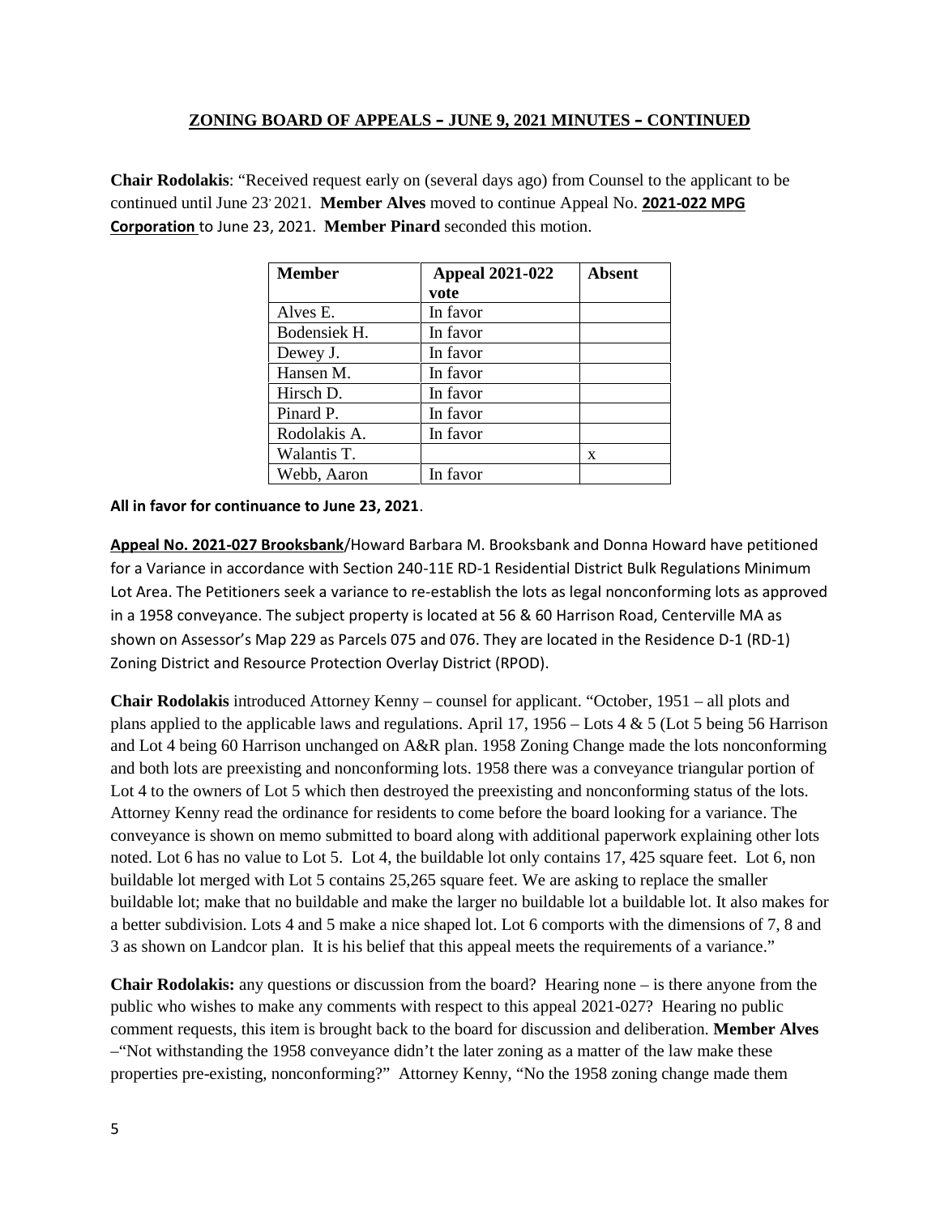## ZONING BOARD OF APPEALS – JUNE 9, 2021 MINUTES – CONTINUED

**Chair Rodolakis**: "Received request early on (several days ago) from Counsel to the applicant to be continued until June 23, 2021. **Member Alves** moved to continue Appeal No. **2021-022 MPG Corporation** to June 23, 2021. **Member Pinard** seconded this motion.

| Member | Appeal 2021-022 vote | Absent |
|---|---|---|
| Alves E. | In favor | |
| Bodensiek H. | In favor | |
| Dewey J. | In favor | |
| Hansen M. | In favor | |
| Hirsch D. | In favor | |
| Pinard P. | In favor | |
| Rodolakis A. | In favor | |
| Walantis T. | | x |
| Webb, Aaron | In favor | |

**All in favor for continuance to June 23, 2021**.

**Appeal No. 2021-027 Brooksbank**/Howard Barbara M. Brooksbank and Donna Howard have petitioned for a Variance in accordance with Section 240-11E RD-1 Residential District Bulk Regulations Minimum Lot Area. The Petitioners seek a variance to re-establish the lots as legal nonconforming lots as approved in a 1958 conveyance. The subject property is located at 56 & 60 Harrison Road, Centerville MA as shown on Assessor's Map 229 as Parcels 075 and 076. They are located in the Residence D-1 (RD-1) Zoning District and Resource Protection Overlay District (RPOD).

**Chair Rodolakis** introduced Attorney Kenny – counsel for applicant. "October, 1951 – all plots and plans applied to the applicable laws and regulations. April 17, 1956 – Lots 4 & 5 (Lot 5 being 56 Harrison and Lot 4 being 60 Harrison unchanged on A&R plan. 1958 Zoning Change made the lots nonconforming and both lots are preexisting and nonconforming lots. 1958 there was a conveyance triangular portion of Lot 4 to the owners of Lot 5 which then destroyed the preexisting and nonconforming status of the lots. Attorney Kenny read the ordinance for residents to come before the board looking for a variance. The conveyance is shown on memo submitted to board along with additional paperwork explaining other lots noted. Lot 6 has no value to Lot 5. Lot 4, the buildable lot only contains 17, 425 square feet. Lot 6, non buildable lot merged with Lot 5 contains 25,265 square feet. We are asking to replace the smaller buildable lot; make that no buildable and make the larger no buildable lot a buildable lot. It also makes for a better subdivision. Lots 4 and 5 make a nice shaped lot. Lot 6 comports with the dimensions of 7, 8 and 3 as shown on Landcor plan. It is his belief that this appeal meets the requirements of a variance."

**Chair Rodolakis:** any questions or discussion from the board? Hearing none – is there anyone from the public who wishes to make any comments with respect to this appeal 2021-027? Hearing no public comment requests, this item is brought back to the board for discussion and deliberation. **Member Alves** –"Not withstanding the 1958 conveyance didn't the later zoning as a matter of the law make these properties pre-existing, nonconforming?" Attorney Kenny, "No the 1958 zoning change made them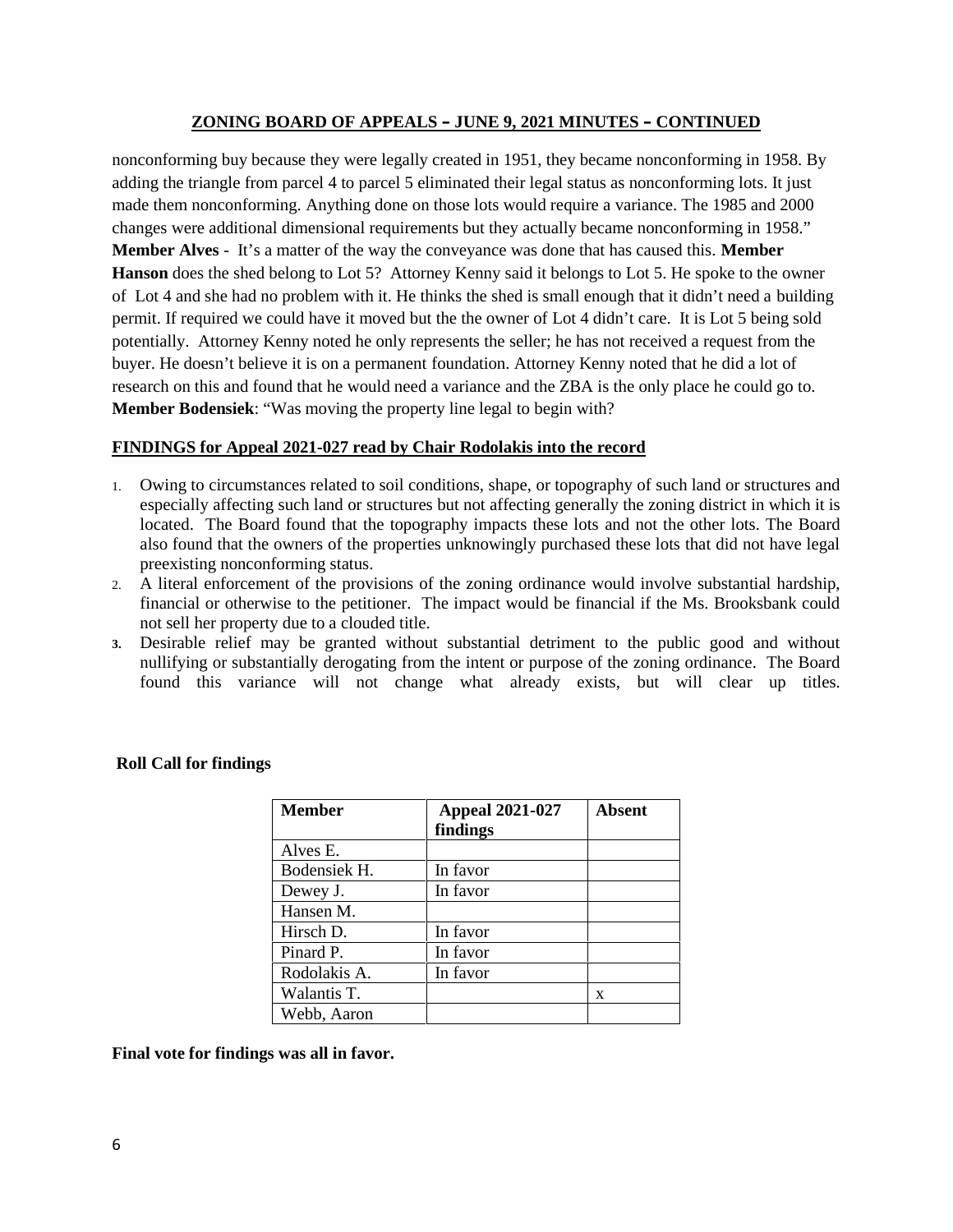nonconforming buy because they were legally created in 1951, they became nonconforming in 1958. By adding the triangle from parcel 4 to parcel 5 eliminated their legal status as nonconforming lots. It just made them nonconforming. Anything done on those lots would require a variance. The 1985 and 2000 changes were additional dimensional requirements but they actually became nonconforming in 1958." **Member Alves** - It's a matter of the way the conveyance was done that has caused this. **Member Hanson** does the shed belong to Lot 5? Attorney Kenny said it belongs to Lot 5. He spoke to the owner of Lot 4 and she had no problem with it. He thinks the shed is small enough that it didn't need a building permit. If required we could have it moved but the the owner of Lot 4 didn't care. It is Lot 5 being sold potentially. Attorney Kenny noted he only represents the seller; he has not received a request from the buyer. He doesn't believe it is on a permanent foundation. Attorney Kenny noted that he did a lot of research on this and found that he would need a variance and the ZBA is the only place he could go to. **Member Bodensiek**: "Was moving the property line legal to begin with?

**FINDINGS for Appeal 2021-027 read by Chair Rodolakis into the record**

1. Owing to circumstances related to soil conditions, shape, or topography of such land or structures and especially affecting such land or structures but not affecting generally the zoning district in which it is located. The Board found that the topography impacts these lots and not the other lots. The Board also found that the owners of the properties unknowingly purchased these lots that did not have legal preexisting nonconforming status.
2. A literal enforcement of the provisions of the zoning ordinance would involve substantial hardship, financial or otherwise to the petitioner. The impact would be financial if the Ms. Brooksbank could not sell her property due to a clouded title.
3. Desirable relief may be granted without substantial detriment to the public good and without nullifying or substantially derogating from the intent or purpose of the zoning ordinance. The Board found this variance will not change what already exists, but will clear up titles.

**Roll Call for findings**

| Member | Appeal 2021-027 findings | Absent |
|---|---|---|
| Alves E. | | |
| Bodensiek H. | In favor | |
| Dewey J. | In favor | |
| Hansen M. | | |
| Hirsch D. | In favor | |
| Pinard P. | In favor | |
| Rodolakis A. | In favor | |
| Walantis T. | | x |
| Webb, Aaron | | |

**Final vote for findings was all in favor.**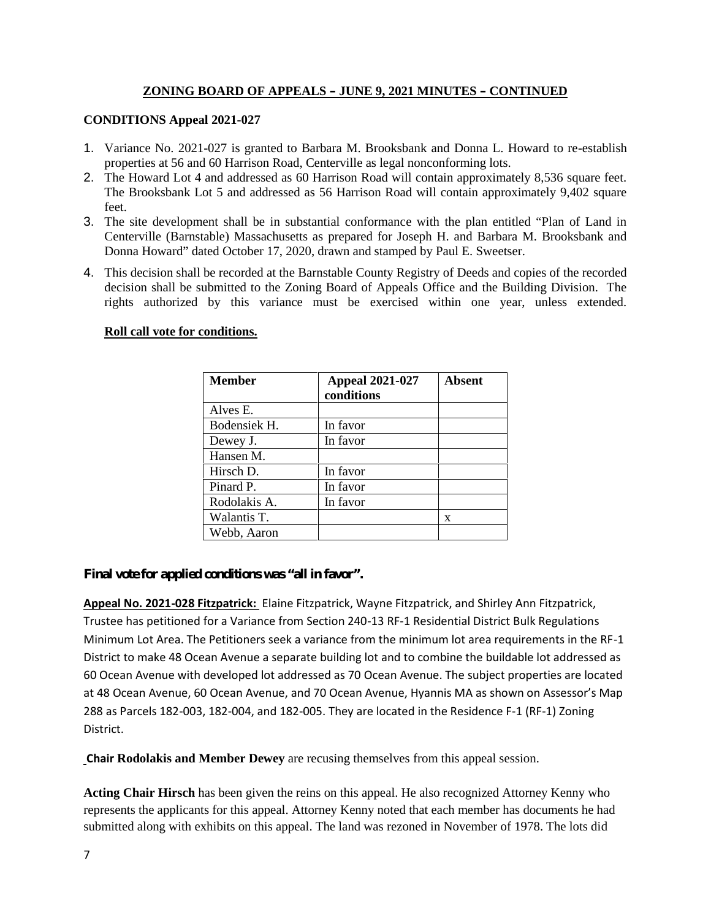## ZONING BOARD OF APPEALS – JUNE 9, 2021 MINUTES – CONTINUED

**CONDITIONS Appeal 2021-027**

1. Variance No. 2021-027 is granted to Barbara M. Brooksbank and Donna L. Howard to re-establish properties at 56 and 60 Harrison Road, Centerville as legal nonconforming lots.
2. The Howard Lot 4 and addressed as 60 Harrison Road will contain approximately 8,536 square feet. The Brooksbank Lot 5 and addressed as 56 Harrison Road will contain approximately 9,402 square feet.
3. The site development shall be in substantial conformance with the plan entitled "Plan of Land in Centerville (Barnstable) Massachusetts as prepared for Joseph H. and Barbara M. Brooksbank and Donna Howard" dated October 17, 2020, drawn and stamped by Paul E. Sweetser.
4. This decision shall be recorded at the Barnstable County Registry of Deeds and copies of the recorded decision shall be submitted to the Zoning Board of Appeals Office and the Building Division. The rights authorized by this variance must be exercised within one year, unless extended.

**Roll call vote for conditions.**

| Member | Appeal 2021-027 conditions | Absent |
|---|---|---|
| Alves E. | | |
| Bodensiek H. | In favor | |
| Dewey J. | In favor | |
| Hansen M. | | |
| Hirsch D. | In favor | |
| Pinard P. | In favor | |
| Rodolakis A. | In favor | |
| Walantis T. | | x |
| Webb, Aaron | | |

**Final vote for applied conditions was "all in favor".**

**Appeal No. 2021-028 Fitzpatrick:** Elaine Fitzpatrick, Wayne Fitzpatrick, and Shirley Ann Fitzpatrick, Trustee has petitioned for a Variance from Section 240-13 RF-1 Residential District Bulk Regulations Minimum Lot Area. The Petitioners seek a variance from the minimum lot area requirements in the RF-1 District to make 48 Ocean Avenue a separate building lot and to combine the buildable lot addressed as 60 Ocean Avenue with developed lot addressed as 70 Ocean Avenue. The subject properties are located at 48 Ocean Avenue, 60 Ocean Avenue, and 70 Ocean Avenue, Hyannis MA as shown on Assessor's Map 288 as Parcels 182-003, 182-004, and 182-005. They are located in the Residence F-1 (RF-1) Zoning District.

**Chair Rodolakis and Member Dewey** are recusing themselves from this appeal session.

**Acting Chair Hirsch** has been given the reins on this appeal. He also recognized Attorney Kenny who represents the applicants for this appeal. Attorney Kenny noted that each member has documents he had submitted along with exhibits on this appeal. The land was rezoned in November of 1978. The lots did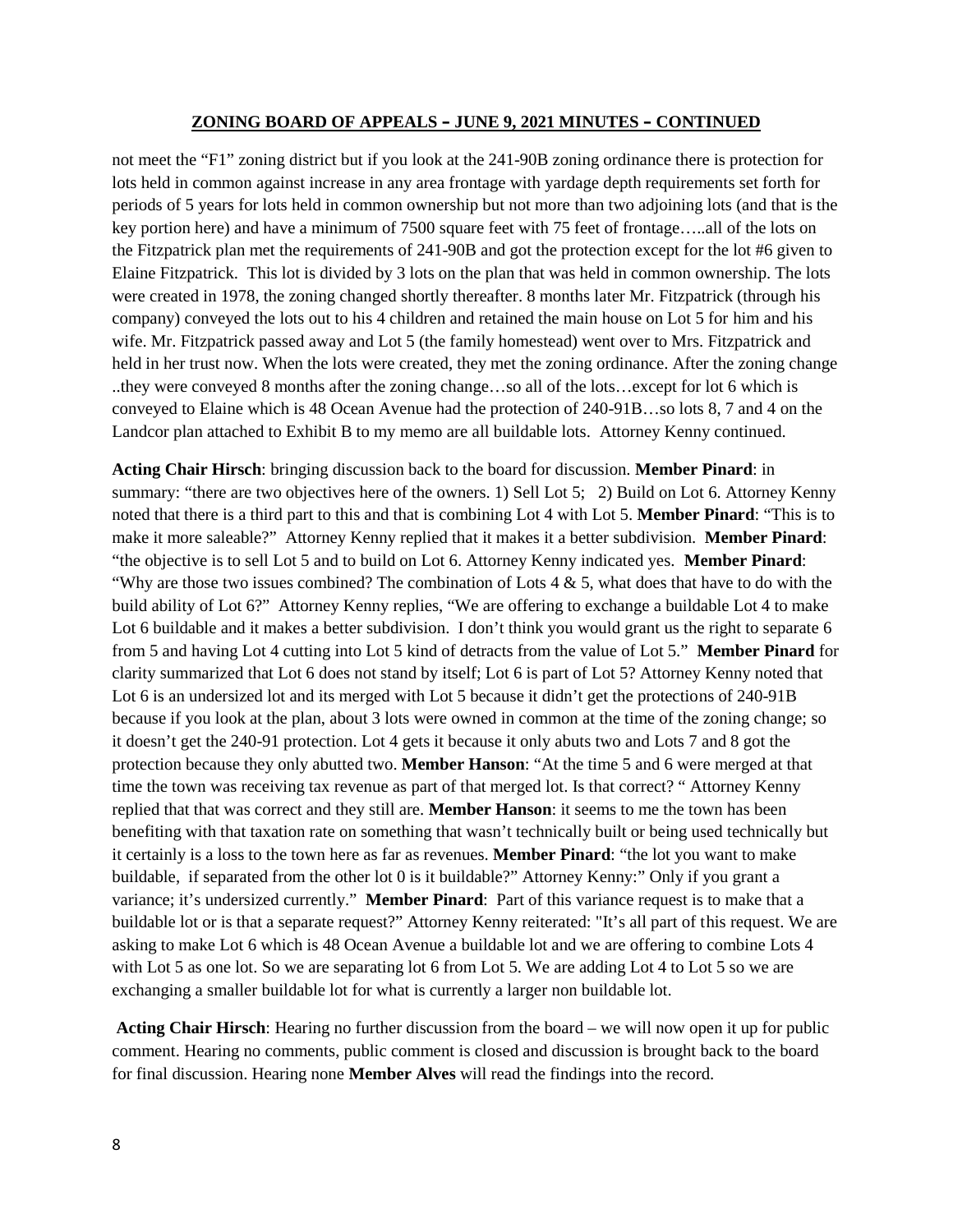## ZONING BOARD OF APPEALS – JUNE 9, 2021 MINUTES – CONTINUED

not meet the "F1" zoning district but if you look at the 241-90B zoning ordinance there is protection for lots held in common against increase in any area frontage with yardage depth requirements set forth for periods of 5 years for lots held in common ownership but not more than two adjoining lots (and that is the key portion here) and have a minimum of 7500 square feet with 75 feet of frontage…..all of the lots on the Fitzpatrick plan met the requirements of 241-90B and got the protection except for the lot #6 given to Elaine Fitzpatrick. This lot is divided by 3 lots on the plan that was held in common ownership. The lots were created in 1978, the zoning changed shortly thereafter. 8 months later Mr. Fitzpatrick (through his company) conveyed the lots out to his 4 children and retained the main house on Lot 5 for him and his wife. Mr. Fitzpatrick passed away and Lot 5 (the family homestead) went over to Mrs. Fitzpatrick and held in her trust now. When the lots were created, they met the zoning ordinance. After the zoning change ..they were conveyed 8 months after the zoning change…so all of the lots…except for lot 6 which is conveyed to Elaine which is 48 Ocean Avenue had the protection of 240-91B…so lots 8, 7 and 4 on the Landcor plan attached to Exhibit B to my memo are all buildable lots. Attorney Kenny continued.

**Acting Chair Hirsch**: bringing discussion back to the board for discussion. **Member Pinard**: in summary: "there are two objectives here of the owners. 1) Sell Lot 5; 2) Build on Lot 6. Attorney Kenny noted that there is a third part to this and that is combining Lot 4 with Lot 5. **Member Pinard**: "This is to make it more saleable?" Attorney Kenny replied that it makes it a better subdivision. **Member Pinard**: "the objective is to sell Lot 5 and to build on Lot 6. Attorney Kenny indicated yes. **Member Pinard**: "Why are those two issues combined? The combination of Lots 4 & 5, what does that have to do with the build ability of Lot 6?" Attorney Kenny replies, "We are offering to exchange a buildable Lot 4 to make Lot 6 buildable and it makes a better subdivision. I don't think you would grant us the right to separate 6 from 5 and having Lot 4 cutting into Lot 5 kind of detracts from the value of Lot 5." **Member Pinard** for clarity summarized that Lot 6 does not stand by itself; Lot 6 is part of Lot 5? Attorney Kenny noted that Lot 6 is an undersized lot and its merged with Lot 5 because it didn't get the protections of 240-91B because if you look at the plan, about 3 lots were owned in common at the time of the zoning change; so it doesn't get the 240-91 protection. Lot 4 gets it because it only abuts two and Lots 7 and 8 got the protection because they only abutted two. **Member Hanson**: "At the time 5 and 6 were merged at that time the town was receiving tax revenue as part of that merged lot. Is that correct? " Attorney Kenny replied that that was correct and they still are. **Member Hanson**: it seems to me the town has been benefiting with that taxation rate on something that wasn't technically built or being used technically but it certainly is a loss to the town here as far as revenues. **Member Pinard**: "the lot you want to make buildable, if separated from the other lot 0 is it buildable?" Attorney Kenny:" Only if you grant a variance; it's undersized currently." **Member Pinard**: Part of this variance request is to make that a buildable lot or is that a separate request?" Attorney Kenny reiterated: "It's all part of this request. We are asking to make Lot 6 which is 48 Ocean Avenue a buildable lot and we are offering to combine Lots 4 with Lot 5 as one lot. So we are separating lot 6 from Lot 5. We are adding Lot 4 to Lot 5 so we are exchanging a smaller buildable lot for what is currently a larger non buildable lot.

**Acting Chair Hirsch**: Hearing no further discussion from the board – we will now open it up for public comment. Hearing no comments, public comment is closed and discussion is brought back to the board for final discussion. Hearing none **Member Alves** will read the findings into the record.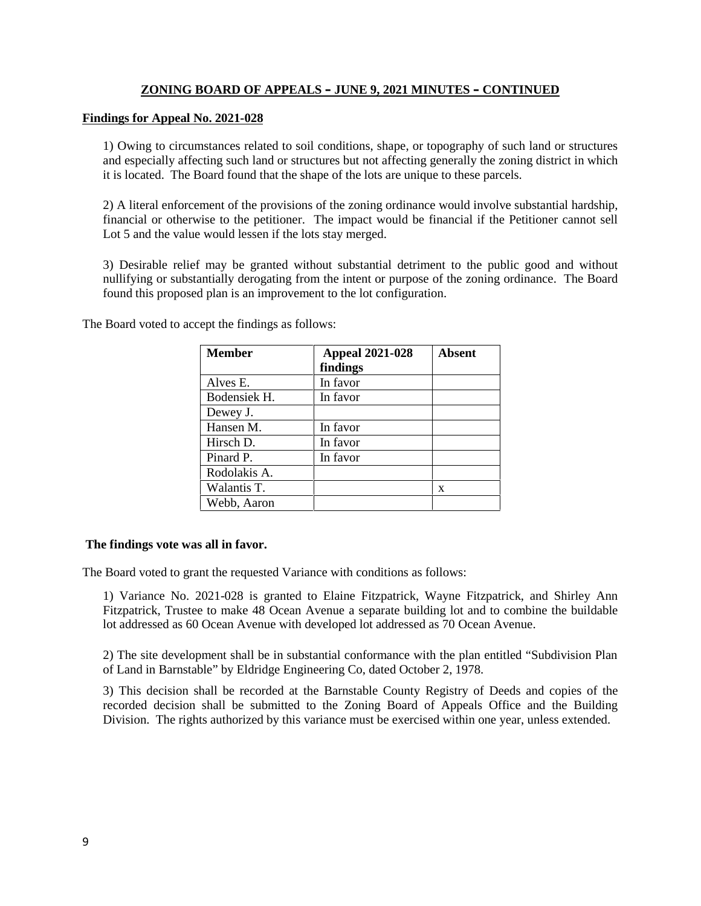**ZONING BOARD OF APPEALS – JUNE 9, 2021 MINUTES – CONTINUED**

**Findings for Appeal No. 2021-028**

1) Owing to circumstances related to soil conditions, shape, or topography of such land or structures and especially affecting such land or structures but not affecting generally the zoning district in which it is located. The Board found that the shape of the lots are unique to these parcels.

2) A literal enforcement of the provisions of the zoning ordinance would involve substantial hardship, financial or otherwise to the petitioner. The impact would be financial if the Petitioner cannot sell Lot 5 and the value would lessen if the lots stay merged.

3) Desirable relief may be granted without substantial detriment to the public good and without nullifying or substantially derogating from the intent or purpose of the zoning ordinance. The Board found this proposed plan is an improvement to the lot configuration.

The Board voted to accept the findings as follows:

| Member | Appeal 2021-028 findings | Absent |
|---|---|---|
| Alves E. | In favor | |
| Bodensiek H. | In favor | |
| Dewey J. | | |
| Hansen M. | In favor | |
| Hirsch D. | In favor | |
| Pinard P. | In favor | |
| Rodolakis A. | | |
| Walantis T. | | x |
| Webb, Aaron | | |

**The findings vote was all in favor.**

The Board voted to grant the requested Variance with conditions as follows:

1) Variance No. 2021-028 is granted to Elaine Fitzpatrick, Wayne Fitzpatrick, and Shirley Ann Fitzpatrick, Trustee to make 48 Ocean Avenue a separate building lot and to combine the buildable lot addressed as 60 Ocean Avenue with developed lot addressed as 70 Ocean Avenue.

2) The site development shall be in substantial conformance with the plan entitled "Subdivision Plan of Land in Barnstable" by Eldridge Engineering Co, dated October 2, 1978.

3) This decision shall be recorded at the Barnstable County Registry of Deeds and copies of the recorded decision shall be submitted to the Zoning Board of Appeals Office and the Building Division. The rights authorized by this variance must be exercised within one year, unless extended.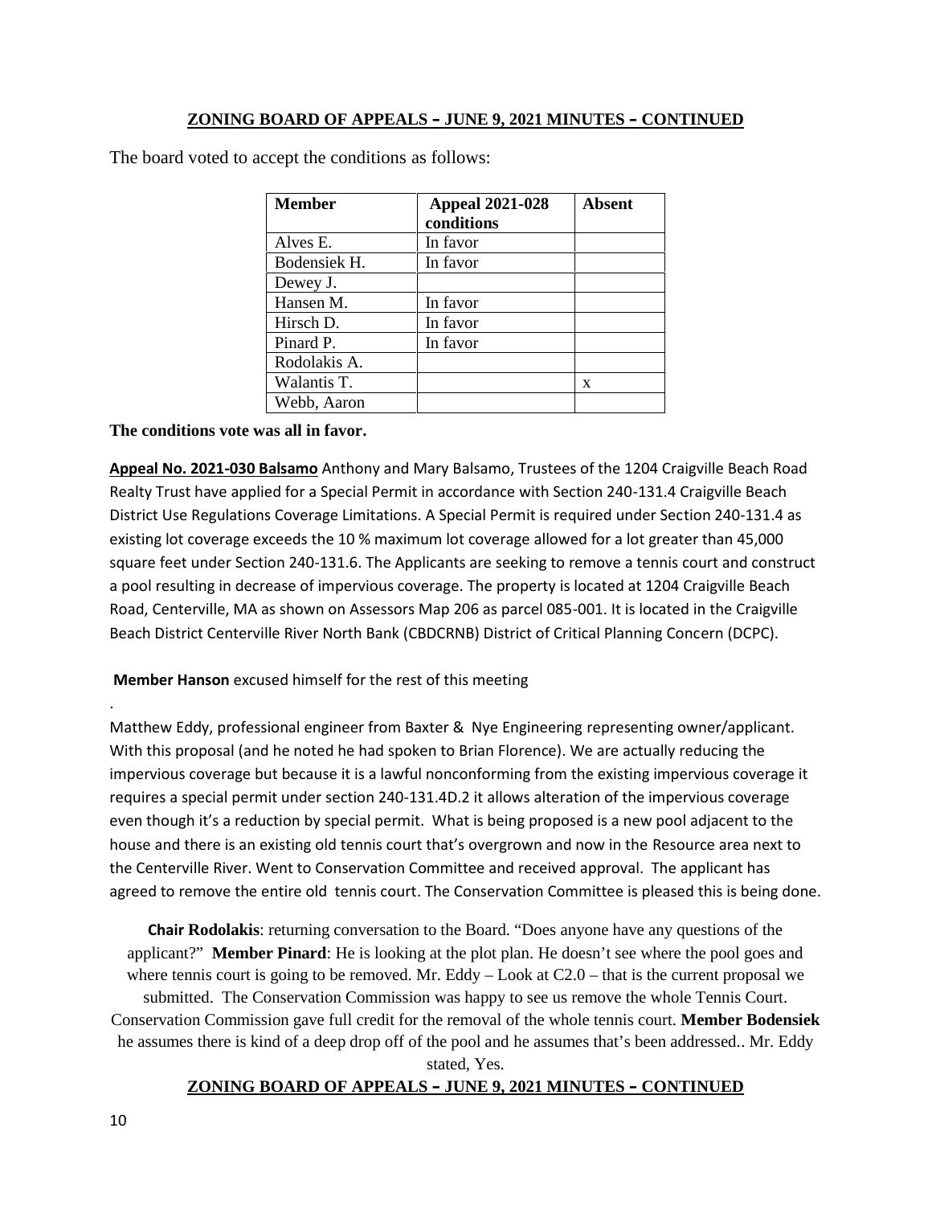The board voted to accept the conditions as follows:

| Member | Appeal 2021-028 conditions | Absent |
|---|---|---|
| Alves E. | In favor | |
| Bodensiek H. | In favor | |
| Dewey J. | | |
| Hansen M. | In favor | |
| Hirsch D. | In favor | |
| Pinard P. | In favor | |
| Rodolakis A. | | |
| Walantis T. | | x |
| Webb, Aaron | | |

**The conditions vote was all in favor.**

**Appeal No. 2021-030 Balsamo** Anthony and Mary Balsamo, Trustees of the 1204 Craigville Beach Road Realty Trust have applied for a Special Permit in accordance with Section 240-131.4 Craigville Beach District Use Regulations Coverage Limitations. A Special Permit is required under Section 240-131.4 as existing lot coverage exceeds the 10 % maximum lot coverage allowed for a lot greater than 45,000 square feet under Section 240-131.6. The Applicants are seeking to remove a tennis court and construct a pool resulting in decrease of impervious coverage. The property is located at 1204 Craigville Beach Road, Centerville, MA as shown on Assessors Map 206 as parcel 085-001. It is located in the Craigville Beach District Centerville River North Bank (CBDCRNB) District of Critical Planning Concern (DCPC).

**Member Hanson** excused himself for the rest of this meeting

.

Matthew Eddy, professional engineer from Baxter & Nye Engineering representing owner/applicant. With this proposal (and he noted he had spoken to Brian Florence). We are actually reducing the impervious coverage but because it is a lawful nonconforming from the existing impervious coverage it requires a special permit under section 240-131.4D.2 it allows alteration of the impervious coverage even though it's a reduction by special permit. What is being proposed is a new pool adjacent to the house and there is an existing old tennis court that's overgrown and now in the Resource area next to the Centerville River. Went to Conservation Committee and received approval. The applicant has agreed to remove the entire old tennis court. The Conservation Committee is pleased this is being done.

**Chair Rodolakis**: returning conversation to the Board. "Does anyone have any questions of the applicant?" **Member Pinard**: He is looking at the plot plan. He doesn't see where the pool goes and where tennis court is going to be removed. Mr. Eddy – Look at C2.0 – that is the current proposal we submitted. The Conservation Commission was happy to see us remove the whole Tennis Court. Conservation Commission gave full credit for the removal of the whole tennis court. **Member Bodensiek** he assumes there is kind of a deep drop off of the pool and he assumes that's been addressed.. Mr. Eddy stated, Yes.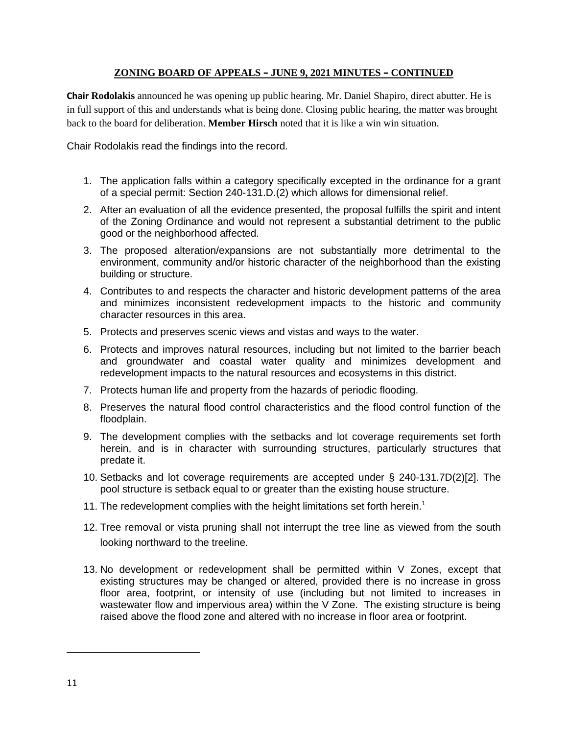**ZONING BOARD OF APPEALS – JUNE 9, 2021 MINUTES – CONTINUED**

**Chair Rodolakis** announced he was opening up public hearing. Mr. Daniel Shapiro, direct abutter. He is in full support of this and understands what is being done. Closing public hearing, the matter was brought back to the board for deliberation. **Member Hirsch** noted that it is like a win win situation.

Chair Rodolakis read the findings into the record.

1. The application falls within a category specifically excepted in the ordinance for a grant of a special permit: Section 240-131.D.(2) which allows for dimensional relief.
2. After an evaluation of all the evidence presented, the proposal fulfills the spirit and intent of the Zoning Ordinance and would not represent a substantial detriment to the public good or the neighborhood affected.
3. The proposed alteration/expansions are not substantially more detrimental to the environment, community and/or historic character of the neighborhood than the existing building or structure.
4. Contributes to and respects the character and historic development patterns of the area and minimizes inconsistent redevelopment impacts to the historic and community character resources in this area.
5. Protects and preserves scenic views and vistas and ways to the water.
6. Protects and improves natural resources, including but not limited to the barrier beach and groundwater and coastal water quality and minimizes development and redevelopment impacts to the natural resources and ecosystems in this district.
7. Protects human life and property from the hazards of periodic flooding.
8. Preserves the natural flood control characteristics and the flood control function of the floodplain.
9. The development complies with the setbacks and lot coverage requirements set forth herein, and is in character with surrounding structures, particularly structures that predate it.
10. Setbacks and lot coverage requirements are accepted under § 240-131.7D(2)[2]. The pool structure is setback equal to or greater than the existing house structure.
11. The redevelopment complies with the height limitations set forth herein.[1]
12. Tree removal or vista pruning shall not interrupt the tree line as viewed from the south looking northward to the treeline.
13. No development or redevelopment shall be permitted within V Zones, except that existing structures may be changed or altered, provided there is no increase in gross floor area, footprint, or intensity of use (including but not limited to increases in wastewater flow and impervious area) within the V Zone. The existing structure is being raised above the flood zone and altered with no increase in floor area or footprint.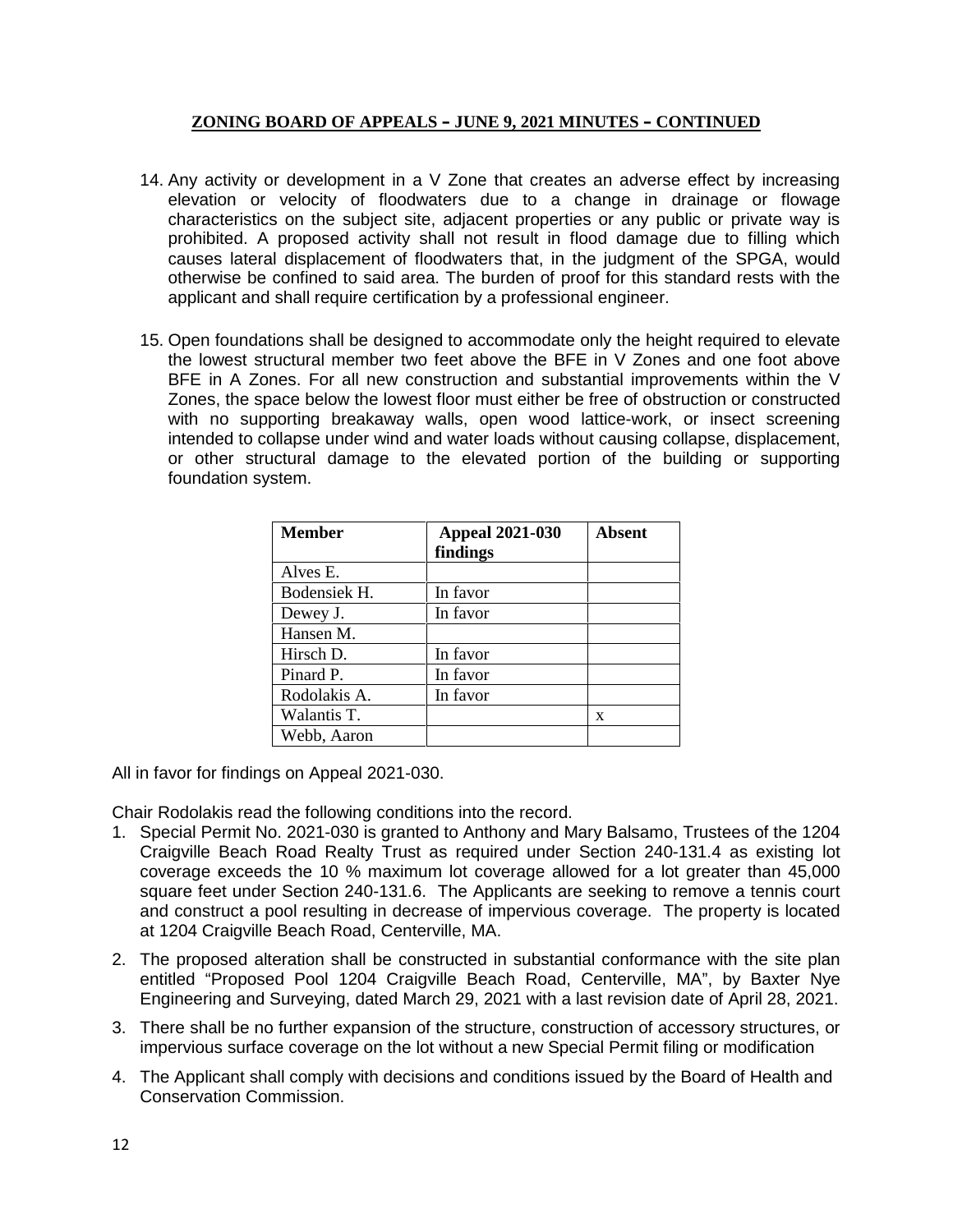**ZONING BOARD OF APPEALS – JUNE 9, 2021 MINUTES – CONTINUED**

14. Any activity or development in a V Zone that creates an adverse effect by increasing elevation or velocity of floodwaters due to a change in drainage or flowage characteristics on the subject site, adjacent properties or any public or private way is prohibited. A proposed activity shall not result in flood damage due to filling which causes lateral displacement of floodwaters that, in the judgment of the SPGA, would otherwise be confined to said area. The burden of proof for this standard rests with the applicant and shall require certification by a professional engineer.

15. Open foundations shall be designed to accommodate only the height required to elevate the lowest structural member two feet above the BFE in V Zones and one foot above BFE in A Zones. For all new construction and substantial improvements within the V Zones, the space below the lowest floor must either be free of obstruction or constructed with no supporting breakaway walls, open wood lattice-work, or insect screening intended to collapse under wind and water loads without causing collapse, displacement, or other structural damage to the elevated portion of the building or supporting foundation system.

| Member | Appeal 2021-030 findings | Absent |
|---|---|---|
| Alves E. | | |
| Bodensiek H. | In favor | |
| Dewey J. | In favor | |
| Hansen M. | | |
| Hirsch D. | In favor | |
| Pinard P. | In favor | |
| Rodolakis A. | In favor | |
| Walantis T. | | x |
| Webb, Aaron | | |

All in favor for findings on Appeal 2021-030.

Chair Rodolakis read the following conditions into the record.

1. Special Permit No. 2021-030 is granted to Anthony and Mary Balsamo, Trustees of the 1204 Craigville Beach Road Realty Trust as required under Section 240-131.4 as existing lot coverage exceeds the 10 % maximum lot coverage allowed for a lot greater than 45,000 square feet under Section 240-131.6. The Applicants are seeking to remove a tennis court and construct a pool resulting in decrease of impervious coverage. The property is located at 1204 Craigville Beach Road, Centerville, MA.
2. The proposed alteration shall be constructed in substantial conformance with the site plan entitled "Proposed Pool 1204 Craigville Beach Road, Centerville, MA", by Baxter Nye Engineering and Surveying, dated March 29, 2021 with a last revision date of April 28, 2021.
3. There shall be no further expansion of the structure, construction of accessory structures, or impervious surface coverage on the lot without a new Special Permit filing or modification
4. The Applicant shall comply with decisions and conditions issued by the Board of Health and Conservation Commission.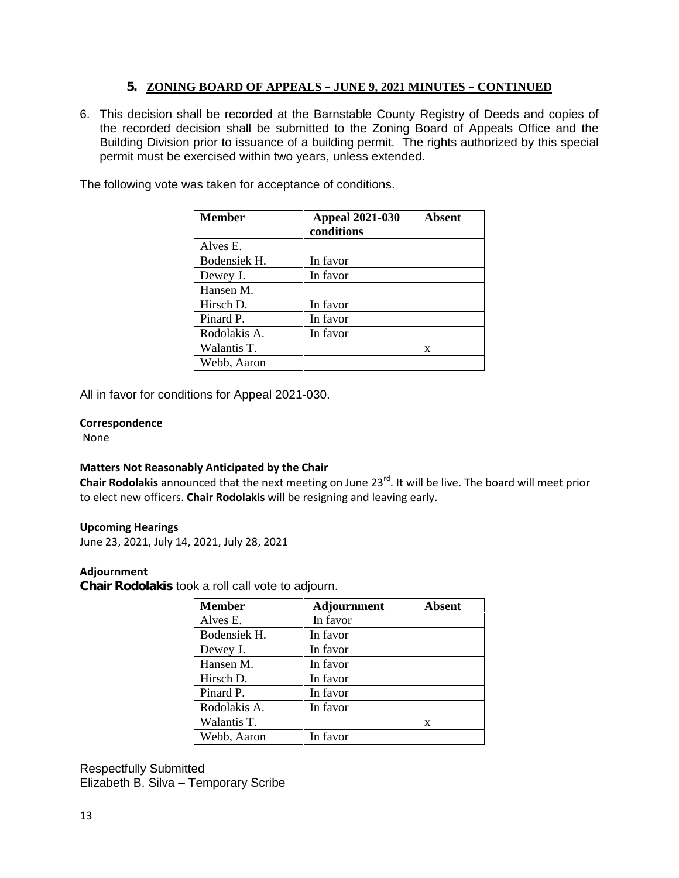## 5. ZONING BOARD OF APPEALS – JUNE 9, 2021 MINUTES – CONTINUED

6. This decision shall be recorded at the Barnstable County Registry of Deeds and copies of the recorded decision shall be submitted to the Zoning Board of Appeals Office and the Building Division prior to issuance of a building permit. The rights authorized by this special permit must be exercised within two years, unless extended.

The following vote was taken for acceptance of conditions.

| Member | Appeal 2021-030 conditions | Absent |
|---|---|---|
| Alves E. | | |
| Bodensiek H. | In favor | |
| Dewey J. | In favor | |
| Hansen M. | | |
| Hirsch D. | In favor | |
| Pinard P. | In favor | |
| Rodolakis A. | In favor | |
| Walantis T. | | x |
| Webb, Aaron | | |

All in favor for conditions for Appeal 2021-030.

**Correspondence**

None

**Matters Not Reasonably Anticipated by the Chair**

**Chair Rodolakis** announced that the next meeting on June 23rd. It will be live. The board will meet prior to elect new officers. **Chair Rodolakis** will be resigning and leaving early.

**Upcoming Hearings**

June 23, 2021, July 14, 2021, July 28, 2021

**Adjournment**

**Chair Rodolakis** took a roll call vote to adjourn.

| Member | Adjournment | Absent |
|---|---|---|
| Alves E. | In favor | |
| Bodensiek H. | In favor | |
| Dewey J. | In favor | |
| Hansen M. | In favor | |
| Hirsch D. | In favor | |
| Pinard P. | In favor | |
| Rodolakis A. | In favor | |
| Walantis T. | | x |
| Webb, Aaron | In favor | |

Respectfully Submitted
Elizabeth B. Silva – Temporary Scribe